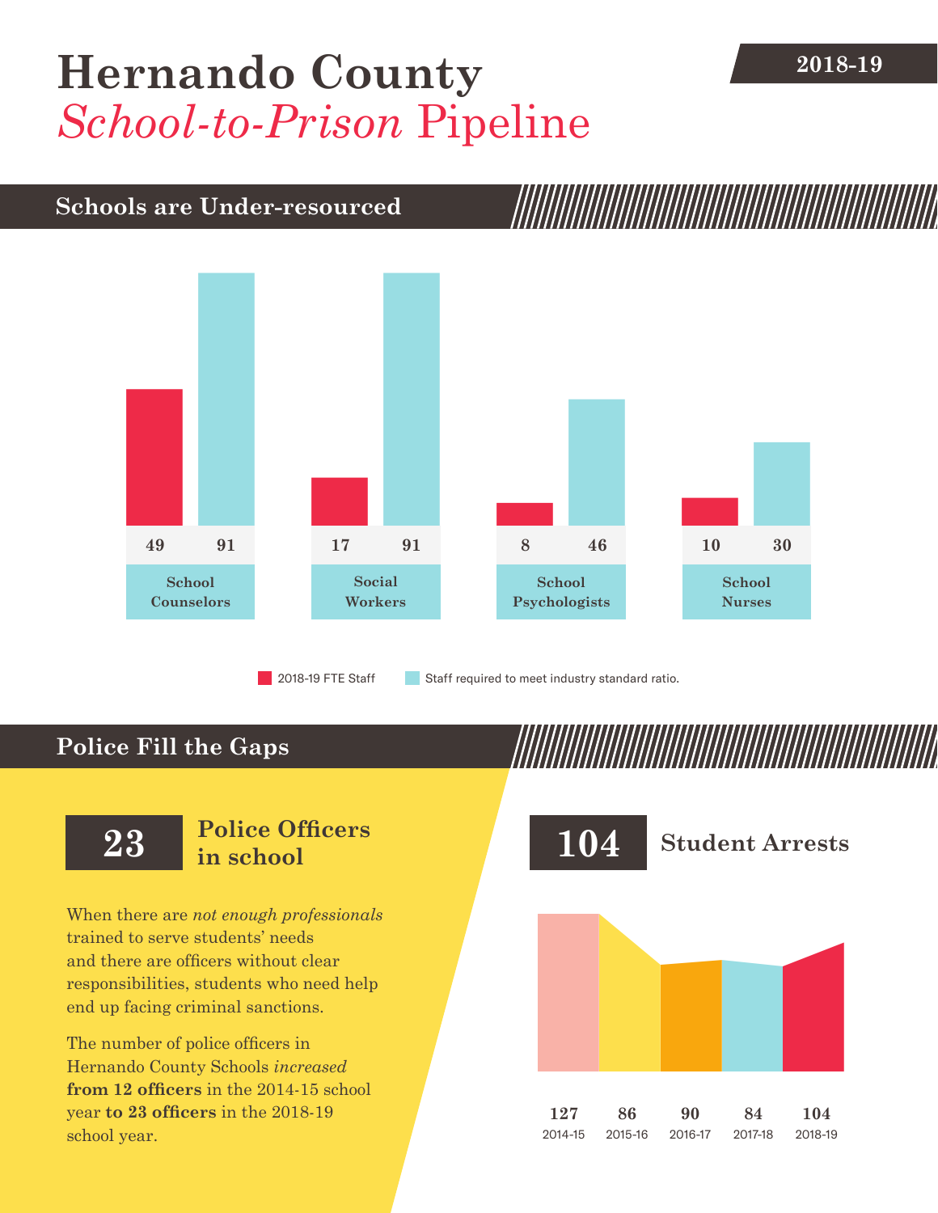# Hernando County *School-to-Prison* Pipeline

**2018-19**

## Schools are Under-resourced

| | 2018-19 FTE Staff | Staff required to meet industry standard ratio. |
|---|---|---|
| School Counselors | 49 | 91 |
| Social Workers | 17 | 91 |
| School Psychologists | 8 | 46 |
| School Nurses | 10 | 30 |

## Police Fill the Gaps

**23** Police Officers in school

When there are *not enough professionals* trained to serve students' needs and there are officers without clear responsibilities, students who need help end up facing criminal sanctions.

The number of police officers in Hernando County Schools *increased* **from 12 officers** in the 2014-15 school year **to 23 officers** in the 2018-19 school year.

**104** Student Arrests

| 2014-15 | 2015-16 | 2016-17 | 2017-18 | 2018-19 |
|---|---|---|---|---|
| 127 | 86 | 90 | 84 | 104 |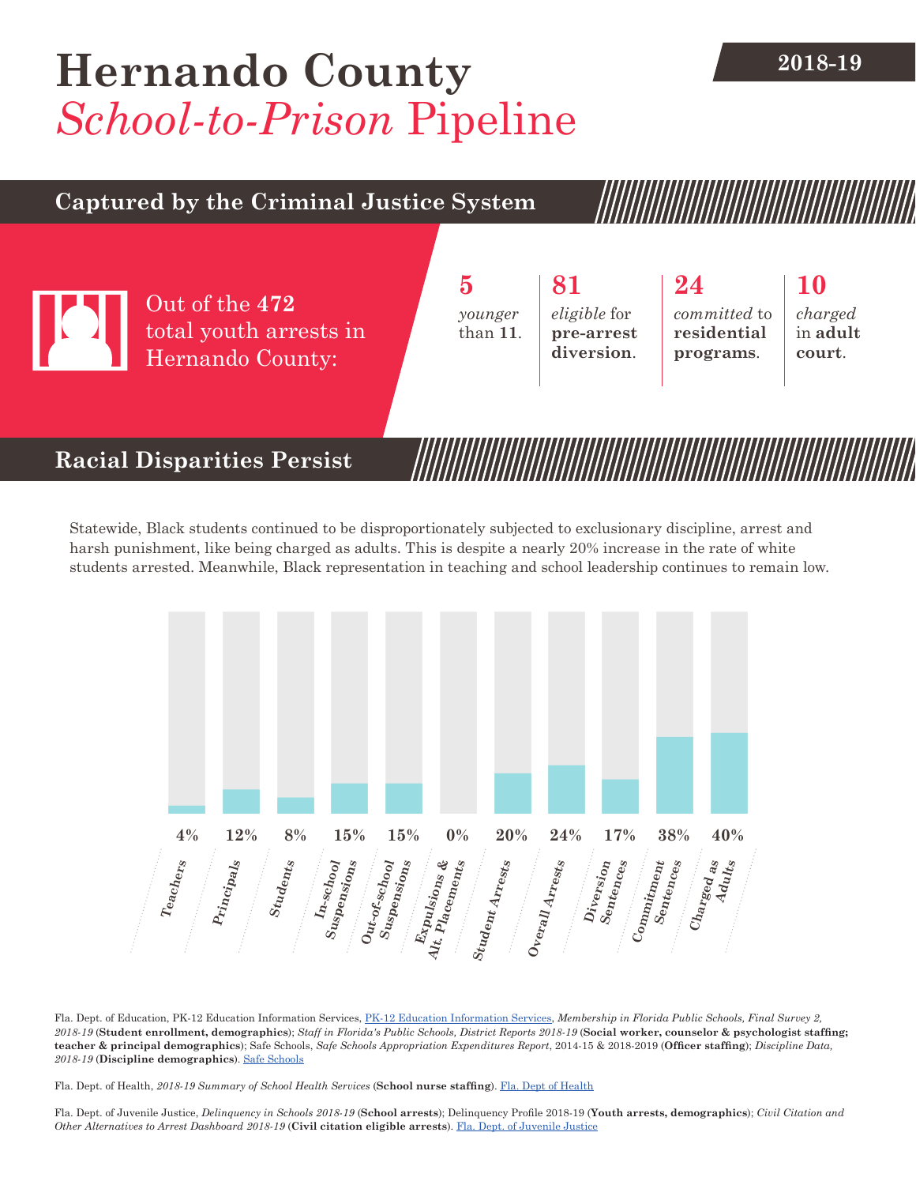# Hernando County *School-to-Prison* Pipeline

2018-19

## Captured by the Criminal Justice System

Out of the **472** total youth arrests in Hernando County:

**5** *younger* than **11**.

**81** *eligible* for **pre-arrest diversion**.

**24** *committed* to **residential programs**.

**10** *charged* in **adult court**.

## Racial Disparities Persist

Statewide, Black students continued to be disproportionately subjected to exclusionary discipline, arrest and harsh punishment, like being charged as adults. This is despite a nearly 20% increase in the rate of white students arrested. Meanwhile, Black representation in teaching and school leadership continues to remain low.

4% Teachers
12% Principals
8% Students
15% In-school Suspensions
15% Out-of-school Suspensions
0% Expulsions & Alt. Placements
20% Student Arrests
24% Overall Arrests
17% Diversion Sentences
38% Commitment Sentences
40% Charged as Adults

Fla. Dept. of Education, PK-12 Education Information Services, PK-12 Education Information Services, *Membership in Florida Public Schools, Final Survey 2, 2018-19* (**Student enrollment, demographics**); *Staff in Florida's Public Schools, District Reports 2018-19* (**Social worker, counselor & psychologist staffing; teacher & principal demographics**); Safe Schools, *Safe Schools Appropriation Expenditures Report*, 2014-15 & 2018-2019 (**Officer staffing**); *Discipline Data, 2018-19* (**Discipline demographics**). Safe Schools

Fla. Dept. of Health, *2018-19 Summary of School Health Services* (**School nurse staffing**). Fla. Dept of Health

Fla. Dept. of Juvenile Justice, *Delinquency in Schools 2018-19* (**School arrests**); Delinquency Profile 2018-19 (**Youth arrests, demographics**); *Civil Citation and Other Alternatives to Arrest Dashboard 2018-19* (**Civil citation eligible arrests**). Fla. Dept. of Juvenile Justice